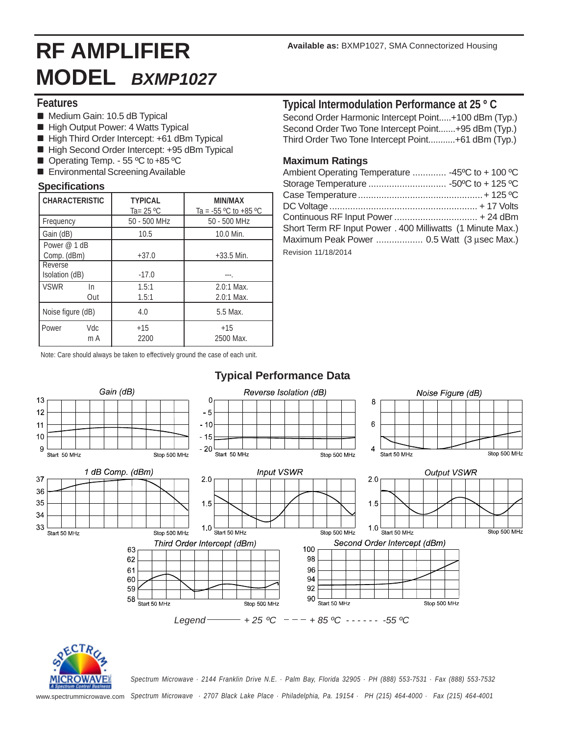**Available as:** BXMP1027, SMA Connectorized Housing

# RF AMPLIFIER
# MODEL *BXMP1027*

## Features

- Medium Gain: 10.5 dB Typical
- High Output Power: 4 Watts Typical
- High Third Order Intercept: +61 dBm Typical
- High Second Order Intercept: +95 dBm Typical
- Operating Temp. - 55 ºC to +85 ºC
- Environmental Screening Available

## Specifications

| CHARACTERISTIC | TYPICAL Ta= 25 ºC | MIN/MAX Ta = -55 ºC to +85 ºC |
|---|---|---|
| Frequency | 50 - 500 MHz | 50 - 500 MHz |
| Gain (dB) | 10.5 | 10.0 Min. |
| Power @ 1 dB Comp. (dBm) | +37.0 | +33.5 Min. |
| Reverse Isolation (dB) | -17.0 | ---. |
| VSWR In | 1.5:1 | 2.0:1 Max. |
| VSWR Out | 1.5:1 | 2.0:1 Max. |
| Noise figure (dB) | 4.0 | 5.5 Max. |
| Power Vdc | +15 | +15 |
| Power mA | 2200 | 2500 Max. |

Note: Care should always be taken to effectively ground the case of each unit.

## Typical Intermodulation Performance at 25 º C

Second Order Harmonic Intercept Point.....+100 dBm (Typ.)
Second Order Two Tone Intercept Point.......+95 dBm (Typ.)
Third Order Two Tone Intercept Point...........+61 dBm (Typ.)

## Maximum Ratings

Ambient Operating Temperature ............. -45ºC to + 100 ºC
Storage Temperature .............................. -50ºC to + 125 ºC
Case Temperature ................................................ + 125 ºC
DC Voltage ......................................................... + 17 Volts
Continuous RF Input Power ................................ + 24 dBm
Short Term RF Input Power . 400 Milliwatts (1 Minute Max.)
Maximum Peak Power .................. 0.5 Watt (3 µsec Max.)

Revision 11/18/2014

## Typical Performance Data

Gain (dB) — Start 50 MHz, Stop 500 MHz

Reverse Isolation (dB) — Start 50 MHz, Stop 500 MHz

Noise Figure (dB) — Start 50 MHz, Stop 500 MHz

1 dB Comp. (dBm) — Start 50 MHz, Stop 500 MHz

Input VSWR — Start 50 MHz, Stop 500 MHz

Output VSWR — Start 50 MHz, Stop 500 MHz

Third Order Intercept (dBm) — Start 50 MHz, Stop 500 MHz

Second Order Intercept (dBm) — Start 50 MHz, Stop 500 MHz

Legend ——— + 25 ºC  – – – + 85 ºC  - - - - - - -55 ºC

www.spectrummicrowave.com

Spectrum Microwave · 2144 Franklin Drive N.E. · Palm Bay, Florida 32905 · PH (888) 553-7531 · Fax (888) 553-7532

Spectrum Microwave · 2707 Black Lake Place · Philadelphia, Pa. 19154 · PH (215) 464-4000 · Fax (215) 464-4001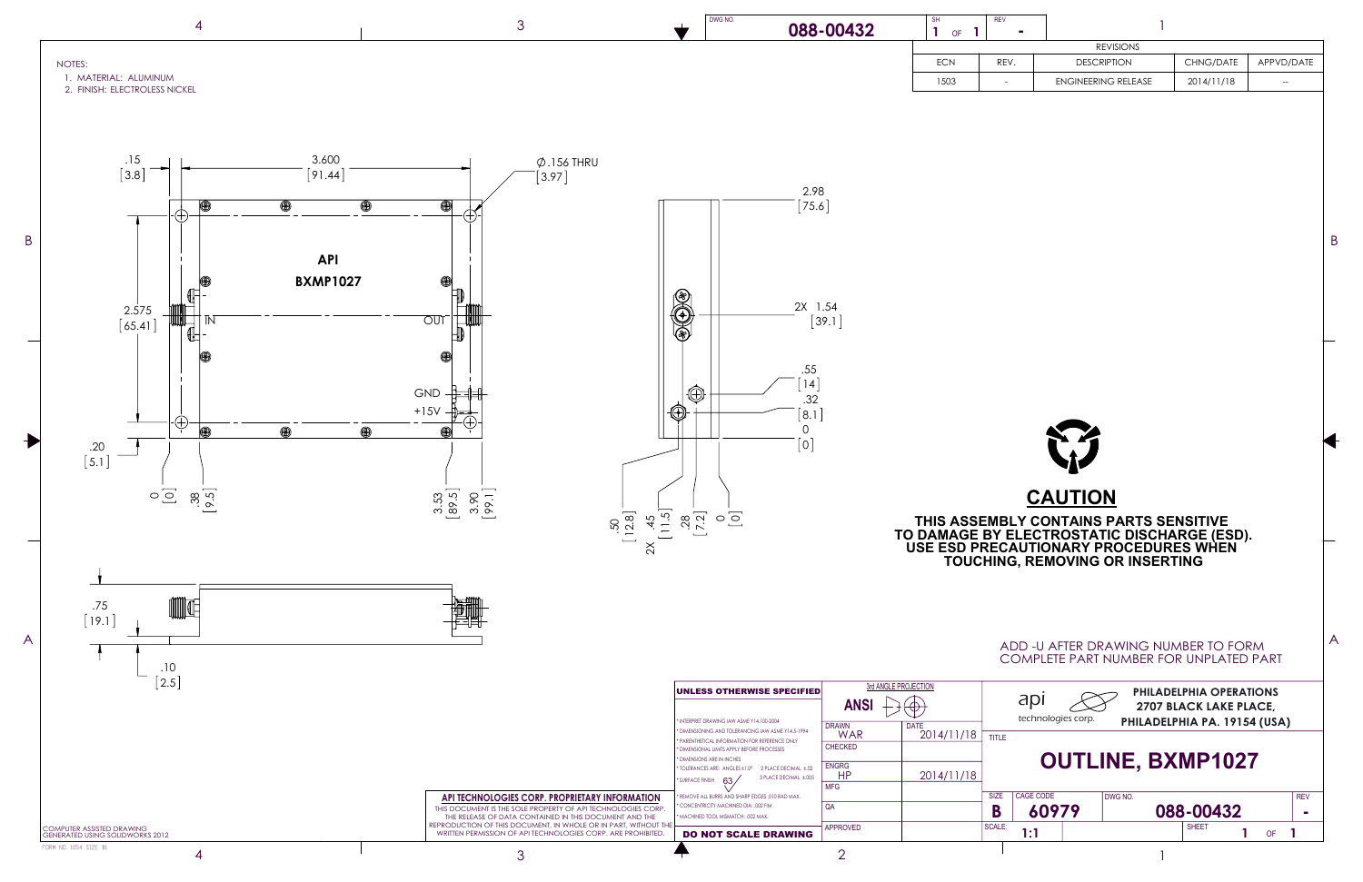DWG NO. 088-00432 | SH 1 OF 1 | REV -

| REVISIONS | | | | |
|---|---|---|---|---|
| ECN | REV. | DESCRIPTION | CHNG/DATE | APPVD/DATE |
| 1503 | - | ENGINEERING RELEASE | 2014/11/18 | -- |

NOTES:
1. MATERIAL: ALUMINUM
2. FINISH: ELECTROLESS NICKEL

.15 [3.8]
3.600 [91.44]
∅.156 THRU [3.97]

API
BXMP1027

2.575 [65.41]
IN
OUT
GND
+15V
.20 [5.1]
0 [0]
.38 [9.5]
3.53 [89.5]
3.90 [99.1]

2.98 [75.6]
2X 1.54 [39.1]
.55 [14]
.32 [8.1]
0 [0]
.50 [12.8]
2X .45 [11.5]
.28 [7.2]
0 [0]

.75 [19.1]
.10 [2.5]

**CAUTION**

**THIS ASSEMBLY CONTAINS PARTS SENSITIVE TO DAMAGE BY ELECTROSTATIC DISCHARGE (ESD). USE ESD PRECAUTIONARY PROCEDURES WHEN TOUCHING, REMOVING OR INSERTING**

ADD -U AFTER DRAWING NUMBER TO FORM COMPLETE PART NUMBER FOR UNPLATED PART

**UNLESS OTHERWISE SPECIFIED**

- INTERPRET DRAWING IAW ASME Y14.100-2004
- DIMENSIONING AND TOLERANCING IAW ASME Y14.5-1994
- PARENTHETICAL INFORMATION FOR REFERENCE ONLY
- DIMENSIONAL LIMITS APPLY BEFORE PROCESSES
- DIMENSIONS ARE IN INCHES
- TOLERANCES ARE: ANGLES ±1.0° 2 PLACE DECIMAL ±.02 3 PLACE DECIMAL ±.005
- SURFACE FINISH 63
- REMOVE ALL BURRS AND SHARP EDGES .010 RAD MAX.
- CONCENTRICITY MACHINED DIA. .002 FIM
- MACHINED TOOL MISMATCH .002 MAX.

**DO NOT SCALE DRAWING**

3rd ANGLE PROJECTION
ANSI

| | | |
|---|---|---|
| DRAWN | WAR | 2014/11/18 |
| CHECKED | | |
| ENGRG | HP | 2014/11/18 |
| MFG | | |
| QA | | |
| APPROVED | | |

**API TECHNOLOGIES CORP. PROPRIETARY INFORMATION**
THIS DOCUMENT IS THE SOLE PROPERTY OF API TECHNOLOGIES CORP. THE RELEASE OF DATA CONTAINED IN THIS DOCUMENT AND THE REPRODUCTION OF THIS DOCUMENT, IN WHOLE OR IN PART, WITHOUT THE WRITTEN PERMISSION OF API TECHNOLOGIES CORP. ARE PROHIBITED.

api technologies corp.
**PHILADELPHIA OPERATIONS**
**2707 BLACK LAKE PLACE,**
**PHILADELPHIA PA. 19154 (USA)**

TITLE
# OUTLINE, BXMP1027

| SIZE | CAGE CODE | DWG NO. | REV |
|---|---|---|---|
| B | 60979 | 088-00432 | - |

SCALE: 1:1 | SHEET 1 OF 1

COMPUTER ASSISTED DRAWING
GENERATED USING SOLIDWORKS 2012

FORM NO. 1054 SIZE B